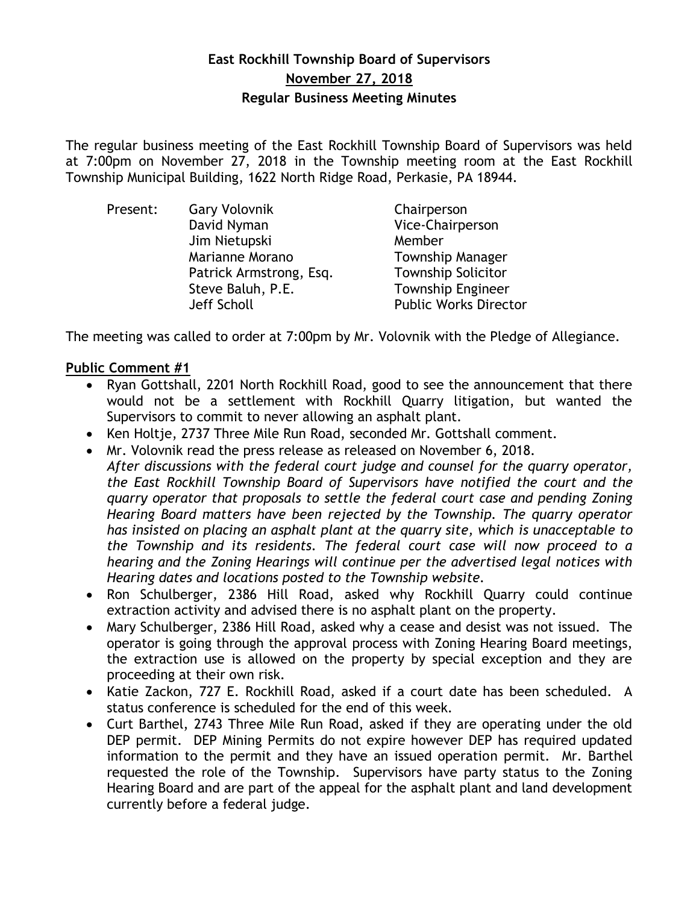# East Rockhill Township Board of Supervisors

## November 27, 2018

## Regular Business Meeting Minutes

The regular business meeting of the East Rockhill Township Board of Supervisors was held at 7:00pm on November 27, 2018 in the Township meeting room at the East Rockhill Township Municipal Building, 1622 North Ridge Road, Perkasie, PA 18944.

| Present: | Gary Volovnik | Chairperson |
|---|---|---|
| | David Nyman | Vice-Chairperson |
| | Jim Nietupski | Member |
| | Marianne Morano | Township Manager |
| | Patrick Armstrong, Esq. | Township Solicitor |
| | Steve Baluh, P.E. | Township Engineer |
| | Jeff Scholl | Public Works Director |

The meeting was called to order at 7:00pm by Mr. Volovnik with the Pledge of Allegiance.

**Public Comment #1**

- Ryan Gottshall, 2201 North Rockhill Road, good to see the announcement that there would not be a settlement with Rockhill Quarry litigation, but wanted the Supervisors to commit to never allowing an asphalt plant.
- Ken Holtje, 2737 Three Mile Run Road, seconded Mr. Gottshall comment.
- Mr. Volovnik read the press release as released on November 6, 2018.
  *After discussions with the federal court judge and counsel for the quarry operator, the East Rockhill Township Board of Supervisors have notified the court and the quarry operator that proposals to settle the federal court case and pending Zoning Hearing Board matters have been rejected by the Township. The quarry operator has insisted on placing an asphalt plant at the quarry site, which is unacceptable to the Township and its residents. The federal court case will now proceed to a hearing and the Zoning Hearings will continue per the advertised legal notices with Hearing dates and locations posted to the Township website.*
- Ron Schulberger, 2386 Hill Road, asked why Rockhill Quarry could continue extraction activity and advised there is no asphalt plant on the property.
- Mary Schulberger, 2386 Hill Road, asked why a cease and desist was not issued. The operator is going through the approval process with Zoning Hearing Board meetings, the extraction use is allowed on the property by special exception and they are proceeding at their own risk.
- Katie Zackon, 727 E. Rockhill Road, asked if a court date has been scheduled. A status conference is scheduled for the end of this week.
- Curt Barthel, 2743 Three Mile Run Road, asked if they are operating under the old DEP permit. DEP Mining Permits do not expire however DEP has required updated information to the permit and they have an issued operation permit. Mr. Barthel requested the role of the Township. Supervisors have party status to the Zoning Hearing Board and are part of the appeal for the asphalt plant and land development currently before a federal judge.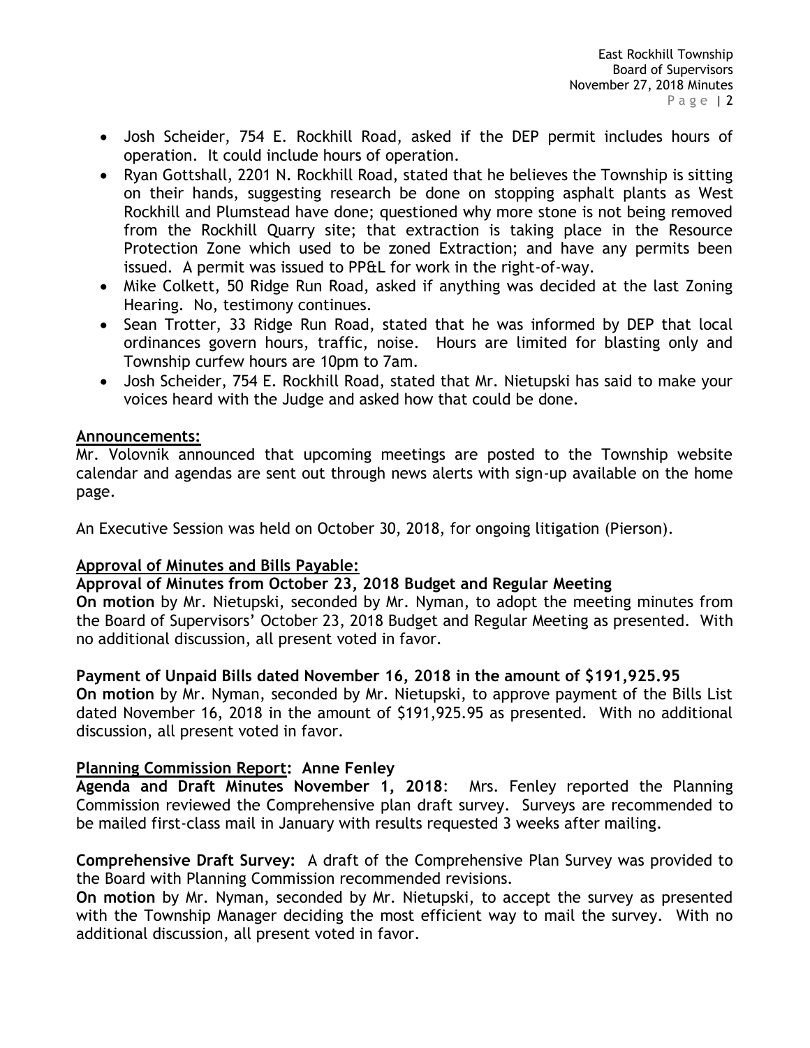- Josh Scheider, 754 E. Rockhill Road, asked if the DEP permit includes hours of operation. It could include hours of operation.
- Ryan Gottshall, 2201 N. Rockhill Road, stated that he believes the Township is sitting on their hands, suggesting research be done on stopping asphalt plants as West Rockhill and Plumstead have done; questioned why more stone is not being removed from the Rockhill Quarry site; that extraction is taking place in the Resource Protection Zone which used to be zoned Extraction; and have any permits been issued. A permit was issued to PP&L for work in the right-of-way.
- Mike Colkett, 50 Ridge Run Road, asked if anything was decided at the last Zoning Hearing. No, testimony continues.
- Sean Trotter, 33 Ridge Run Road, stated that he was informed by DEP that local ordinances govern hours, traffic, noise. Hours are limited for blasting only and Township curfew hours are 10pm to 7am.
- Josh Scheider, 754 E. Rockhill Road, stated that Mr. Nietupski has said to make your voices heard with the Judge and asked how that could be done.

## Announcements:

Mr. Volovnik announced that upcoming meetings are posted to the Township website calendar and agendas are sent out through news alerts with sign-up available on the home page.

An Executive Session was held on October 30, 2018, for ongoing litigation (Pierson).

## Approval of Minutes and Bills Payable:

**Approval of Minutes from October 23, 2018 Budget and Regular Meeting**

**On motion** by Mr. Nietupski, seconded by Mr. Nyman, to adopt the meeting minutes from the Board of Supervisors' October 23, 2018 Budget and Regular Meeting as presented. With no additional discussion, all present voted in favor.

**Payment of Unpaid Bills dated November 16, 2018 in the amount of $191,925.95**

**On motion** by Mr. Nyman, seconded by Mr. Nietupski, to approve payment of the Bills List dated November 16, 2018 in the amount of $191,925.95 as presented. With no additional discussion, all present voted in favor.

## Planning Commission Report: Anne Fenley

**Agenda and Draft Minutes November 1, 2018**: Mrs. Fenley reported the Planning Commission reviewed the Comprehensive plan draft survey. Surveys are recommended to be mailed first-class mail in January with results requested 3 weeks after mailing.

**Comprehensive Draft Survey:** A draft of the Comprehensive Plan Survey was provided to the Board with Planning Commission recommended revisions.

**On motion** by Mr. Nyman, seconded by Mr. Nietupski, to accept the survey as presented with the Township Manager deciding the most efficient way to mail the survey. With no additional discussion, all present voted in favor.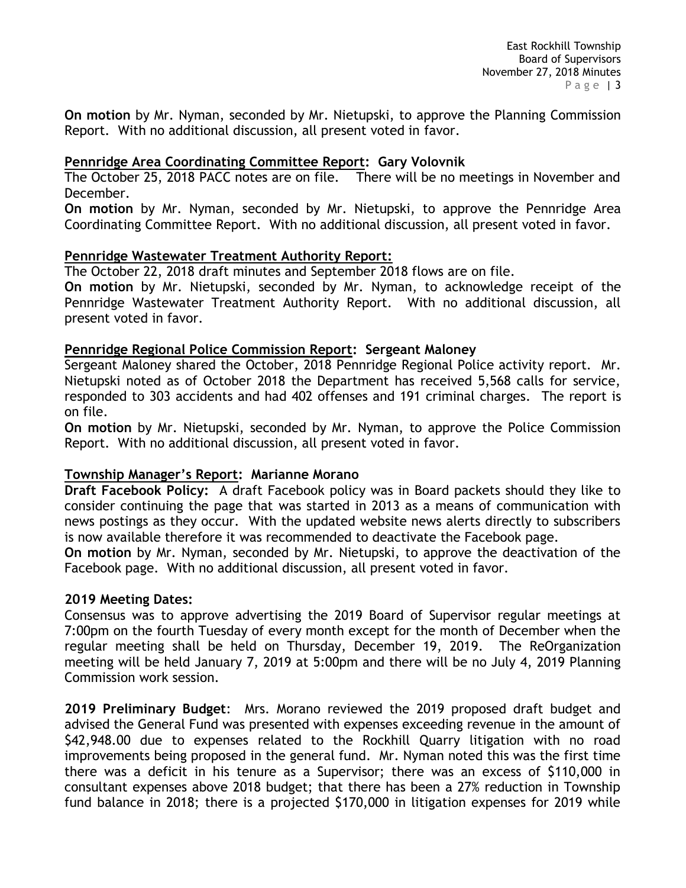**On motion** by Mr. Nyman, seconded by Mr. Nietupski, to approve the Planning Commission Report. With no additional discussion, all present voted in favor.

**Pennridge Area Coordinating Committee Report: Gary Volovnik**

The October 25, 2018 PACC notes are on file. There will be no meetings in November and December.

**On motion** by Mr. Nyman, seconded by Mr. Nietupski, to approve the Pennridge Area Coordinating Committee Report. With no additional discussion, all present voted in favor.

**Pennridge Wastewater Treatment Authority Report:**

The October 22, 2018 draft minutes and September 2018 flows are on file.

**On motion** by Mr. Nietupski, seconded by Mr. Nyman, to acknowledge receipt of the Pennridge Wastewater Treatment Authority Report. With no additional discussion, all present voted in favor.

**Pennridge Regional Police Commission Report: Sergeant Maloney**

Sergeant Maloney shared the October, 2018 Pennridge Regional Police activity report. Mr. Nietupski noted as of October 2018 the Department has received 5,568 calls for service, responded to 303 accidents and had 402 offenses and 191 criminal charges. The report is on file.

**On motion** by Mr. Nietupski, seconded by Mr. Nyman, to approve the Police Commission Report. With no additional discussion, all present voted in favor.

**Township Manager's Report: Marianne Morano**

**Draft Facebook Policy:** A draft Facebook policy was in Board packets should they like to consider continuing the page that was started in 2013 as a means of communication with news postings as they occur. With the updated website news alerts directly to subscribers is now available therefore it was recommended to deactivate the Facebook page.

**On motion** by Mr. Nyman, seconded by Mr. Nietupski, to approve the deactivation of the Facebook page. With no additional discussion, all present voted in favor.

**2019 Meeting Dates:**

Consensus was to approve advertising the 2019 Board of Supervisor regular meetings at 7:00pm on the fourth Tuesday of every month except for the month of December when the regular meeting shall be held on Thursday, December 19, 2019. The ReOrganization meeting will be held January 7, 2019 at 5:00pm and there will be no July 4, 2019 Planning Commission work session.

**2019 Preliminary Budget**: Mrs. Morano reviewed the 2019 proposed draft budget and advised the General Fund was presented with expenses exceeding revenue in the amount of $42,948.00 due to expenses related to the Rockhill Quarry litigation with no road improvements being proposed in the general fund. Mr. Nyman noted this was the first time there was a deficit in his tenure as a Supervisor; there was an excess of $110,000 in consultant expenses above 2018 budget; that there has been a 27% reduction in Township fund balance in 2018; there is a projected $170,000 in litigation expenses for 2019 while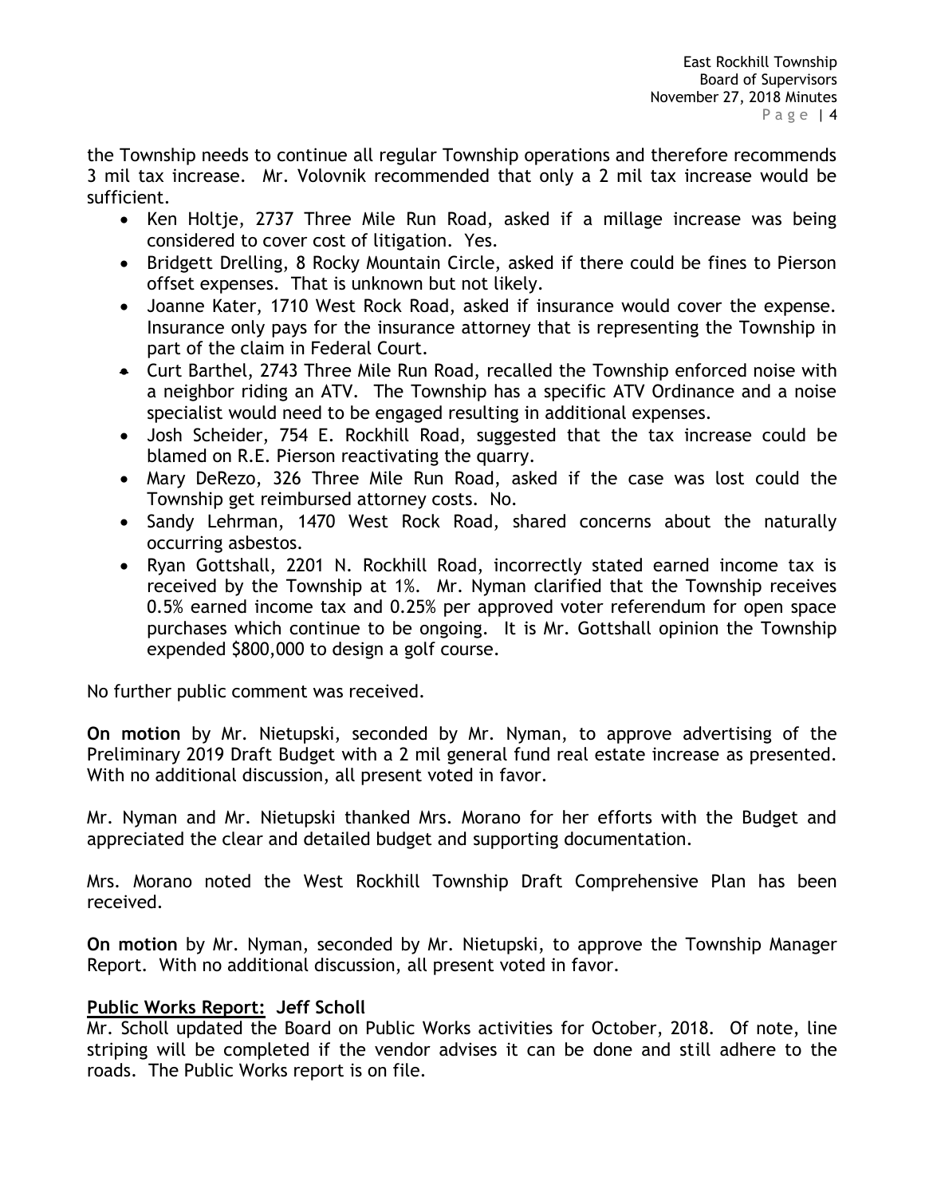the Township needs to continue all regular Township operations and therefore recommends 3 mil tax increase. Mr. Volovnik recommended that only a 2 mil tax increase would be sufficient.

- Ken Holtje, 2737 Three Mile Run Road, asked if a millage increase was being considered to cover cost of litigation. Yes.
- Bridgett Drelling, 8 Rocky Mountain Circle, asked if there could be fines to Pierson offset expenses. That is unknown but not likely.
- Joanne Kater, 1710 West Rock Road, asked if insurance would cover the expense. Insurance only pays for the insurance attorney that is representing the Township in part of the claim in Federal Court.
- Curt Barthel, 2743 Three Mile Run Road, recalled the Township enforced noise with a neighbor riding an ATV. The Township has a specific ATV Ordinance and a noise specialist would need to be engaged resulting in additional expenses.
- Josh Scheider, 754 E. Rockhill Road, suggested that the tax increase could be blamed on R.E. Pierson reactivating the quarry.
- Mary DeRezo, 326 Three Mile Run Road, asked if the case was lost could the Township get reimbursed attorney costs. No.
- Sandy Lehrman, 1470 West Rock Road, shared concerns about the naturally occurring asbestos.
- Ryan Gottshall, 2201 N. Rockhill Road, incorrectly stated earned income tax is received by the Township at 1%. Mr. Nyman clarified that the Township receives 0.5% earned income tax and 0.25% per approved voter referendum for open space purchases which continue to be ongoing. It is Mr. Gottshall opinion the Township expended $800,000 to design a golf course.

No further public comment was received.

**On motion** by Mr. Nietupski, seconded by Mr. Nyman, to approve advertising of the Preliminary 2019 Draft Budget with a 2 mil general fund real estate increase as presented. With no additional discussion, all present voted in favor.

Mr. Nyman and Mr. Nietupski thanked Mrs. Morano for her efforts with the Budget and appreciated the clear and detailed budget and supporting documentation.

Mrs. Morano noted the West Rockhill Township Draft Comprehensive Plan has been received.

**On motion** by Mr. Nyman, seconded by Mr. Nietupski, to approve the Township Manager Report. With no additional discussion, all present voted in favor.

**Public Works Report: Jeff Scholl**

Mr. Scholl updated the Board on Public Works activities for October, 2018. Of note, line striping will be completed if the vendor advises it can be done and still adhere to the roads. The Public Works report is on file.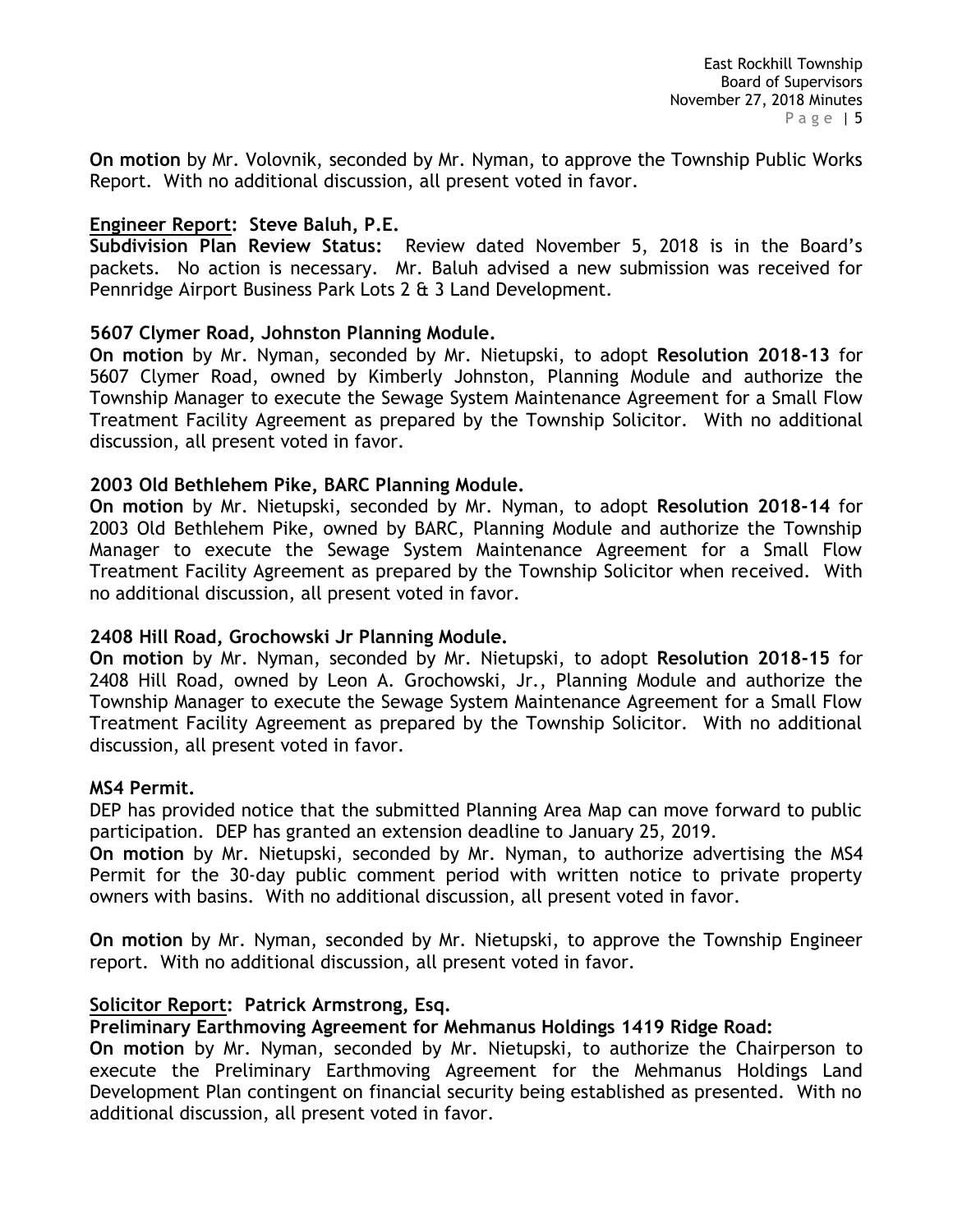**On motion** by Mr. Volovnik, seconded by Mr. Nyman, to approve the Township Public Works Report. With no additional discussion, all present voted in favor.

## Engineer Report: Steve Baluh, P.E.

**Subdivision Plan Review Status:** Review dated November 5, 2018 is in the Board's packets. No action is necessary. Mr. Baluh advised a new submission was received for Pennridge Airport Business Park Lots 2 & 3 Land Development.

### 5607 Clymer Road, Johnston Planning Module.

**On motion** by Mr. Nyman, seconded by Mr. Nietupski, to adopt **Resolution 2018-13** for 5607 Clymer Road, owned by Kimberly Johnston, Planning Module and authorize the Township Manager to execute the Sewage System Maintenance Agreement for a Small Flow Treatment Facility Agreement as prepared by the Township Solicitor. With no additional discussion, all present voted in favor.

### 2003 Old Bethlehem Pike, BARC Planning Module.

**On motion** by Mr. Nietupski, seconded by Mr. Nyman, to adopt **Resolution 2018-14** for 2003 Old Bethlehem Pike, owned by BARC, Planning Module and authorize the Township Manager to execute the Sewage System Maintenance Agreement for a Small Flow Treatment Facility Agreement as prepared by the Township Solicitor when received. With no additional discussion, all present voted in favor.

### 2408 Hill Road, Grochowski Jr Planning Module.

**On motion** by Mr. Nyman, seconded by Mr. Nietupski, to adopt **Resolution 2018-15** for 2408 Hill Road, owned by Leon A. Grochowski, Jr., Planning Module and authorize the Township Manager to execute the Sewage System Maintenance Agreement for a Small Flow Treatment Facility Agreement as prepared by the Township Solicitor. With no additional discussion, all present voted in favor.

### MS4 Permit.

DEP has provided notice that the submitted Planning Area Map can move forward to public participation. DEP has granted an extension deadline to January 25, 2019.

**On motion** by Mr. Nietupski, seconded by Mr. Nyman, to authorize advertising the MS4 Permit for the 30-day public comment period with written notice to private property owners with basins. With no additional discussion, all present voted in favor.

**On motion** by Mr. Nyman, seconded by Mr. Nietupski, to approve the Township Engineer report. With no additional discussion, all present voted in favor.

## Solicitor Report: Patrick Armstrong, Esq.

**Preliminary Earthmoving Agreement for Mehmanus Holdings 1419 Ridge Road:**

**On motion** by Mr. Nyman, seconded by Mr. Nietupski, to authorize the Chairperson to execute the Preliminary Earthmoving Agreement for the Mehmanus Holdings Land Development Plan contingent on financial security being established as presented. With no additional discussion, all present voted in favor.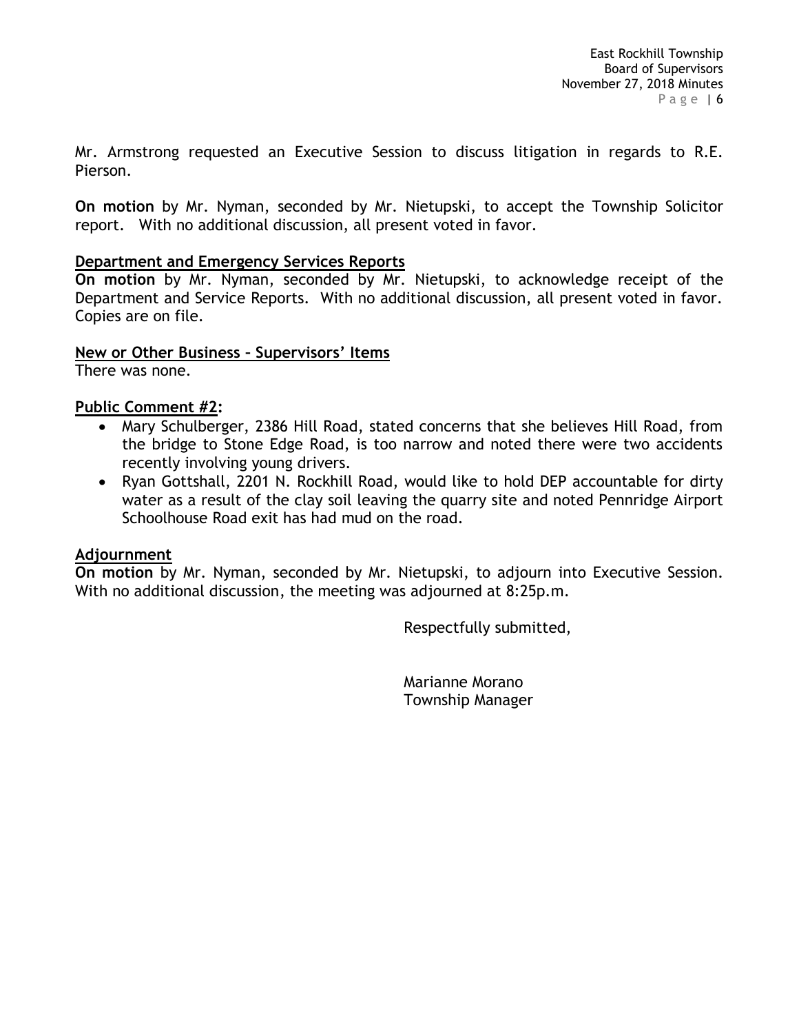Mr. Armstrong requested an Executive Session to discuss litigation in regards to R.E. Pierson.

**On motion** by Mr. Nyman, seconded by Mr. Nietupski, to accept the Township Solicitor report. With no additional discussion, all present voted in favor.

## Department and Emergency Services Reports

**On motion** by Mr. Nyman, seconded by Mr. Nietupski, to acknowledge receipt of the Department and Service Reports. With no additional discussion, all present voted in favor. Copies are on file.

## New or Other Business – Supervisors' Items

There was none.

## Public Comment #2:

- Mary Schulberger, 2386 Hill Road, stated concerns that she believes Hill Road, from the bridge to Stone Edge Road, is too narrow and noted there were two accidents recently involving young drivers.
- Ryan Gottshall, 2201 N. Rockhill Road, would like to hold DEP accountable for dirty water as a result of the clay soil leaving the quarry site and noted Pennridge Airport Schoolhouse Road exit has had mud on the road.

## Adjournment

**On motion** by Mr. Nyman, seconded by Mr. Nietupski, to adjourn into Executive Session. With no additional discussion, the meeting was adjourned at 8:25p.m.

Respectfully submitted,

Marianne Morano
Township Manager